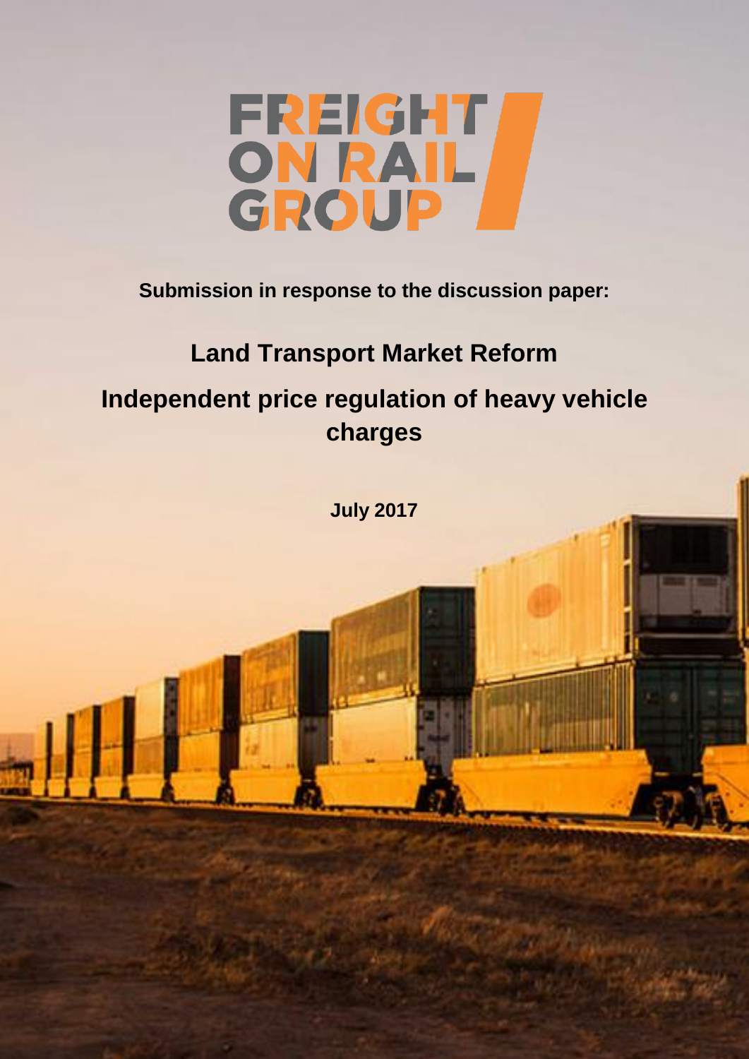# FREIGHT ON RAIL GROUP

**Submission in response to the discussion paper:**

## Land Transport Market Reform

## Independent price regulation of heavy vehicle charges

**July 2017**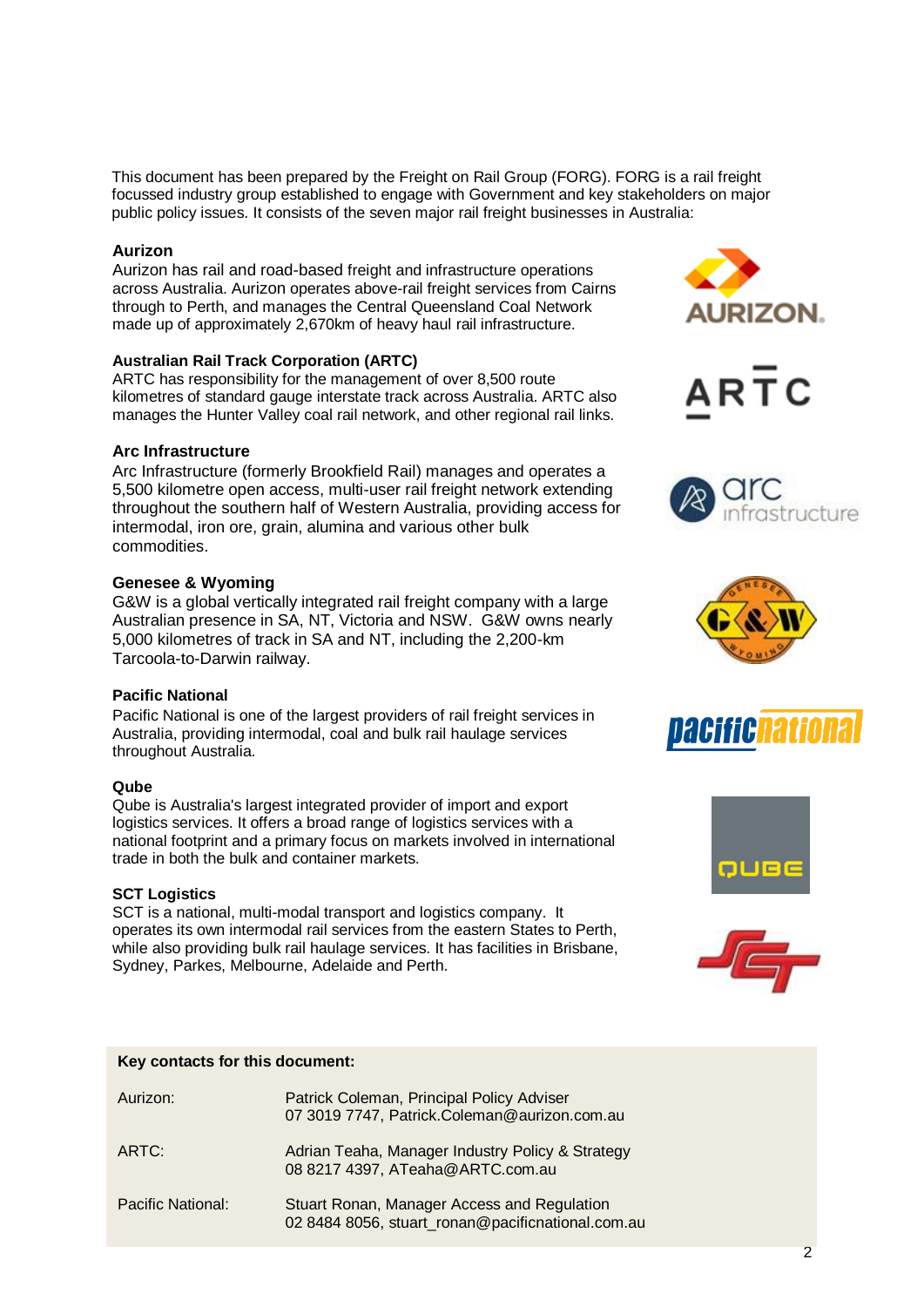This document has been prepared by the Freight on Rail Group (FORG). FORG is a rail freight focussed industry group established to engage with Government and key stakeholders on major public policy issues. It consists of the seven major rail freight businesses in Australia:

**Aurizon**
Aurizon has rail and road-based freight and infrastructure operations across Australia. Aurizon operates above-rail freight services from Cairns through to Perth, and manages the Central Queensland Coal Network made up of approximately 2,670km of heavy haul rail infrastructure.

**Australian Rail Track Corporation (ARTC)**
ARTC has responsibility for the management of over 8,500 route kilometres of standard gauge interstate track across Australia. ARTC also manages the Hunter Valley coal rail network, and other regional rail links.

**Arc Infrastructure**
Arc Infrastructure (formerly Brookfield Rail) manages and operates a 5,500 kilometre open access, multi-user rail freight network extending throughout the southern half of Western Australia, providing access for intermodal, iron ore, grain, alumina and various other bulk commodities.

**Genesee & Wyoming**
G&W is a global vertically integrated rail freight company with a large Australian presence in SA, NT, Victoria and NSW. G&W owns nearly 5,000 kilometres of track in SA and NT, including the 2,200-km Tarcoola-to-Darwin railway.

**Pacific National**
Pacific National is one of the largest providers of rail freight services in Australia, providing intermodal, coal and bulk rail haulage services throughout Australia.

**Qube**
Qube is Australia's largest integrated provider of import and export logistics services. It offers a broad range of logistics services with a national footprint and a primary focus on markets involved in international trade in both the bulk and container markets.

**SCT Logistics**
SCT is a national, multi-modal transport and logistics company. It operates its own intermodal rail services from the eastern States to Perth, while also providing bulk rail haulage services. It has facilities in Brisbane, Sydney, Parkes, Melbourne, Adelaide and Perth.

**Key contacts for this document:**

| | |
|---|---|
| Aurizon: | Patrick Coleman, Principal Policy Adviser<br>07 3019 7747, Patrick.Coleman@aurizon.com.au |
| ARTC: | Adrian Teaha, Manager Industry Policy & Strategy<br>08 8217 4397, ATeaha@ARTC.com.au |
| Pacific National: | Stuart Ronan, Manager Access and Regulation<br>02 8484 8056, stuart_ronan@pacificnational.com.au |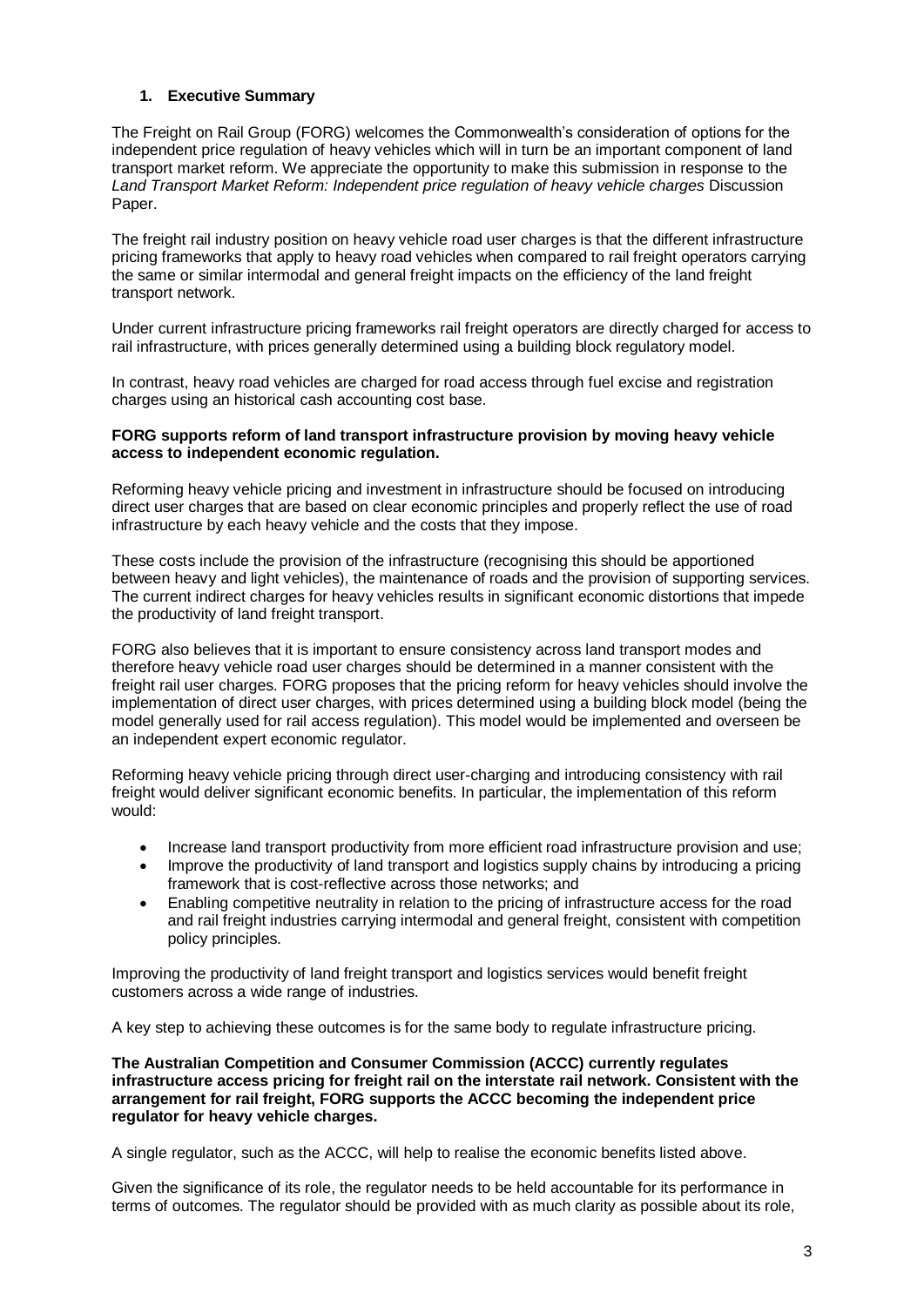## 1. Executive Summary

The Freight on Rail Group (FORG) welcomes the Commonwealth's consideration of options for the independent price regulation of heavy vehicles which will in turn be an important component of land transport market reform. We appreciate the opportunity to make this submission in response to the *Land Transport Market Reform: Independent price regulation of heavy vehicle charges* Discussion Paper.

The freight rail industry position on heavy vehicle road user charges is that the different infrastructure pricing frameworks that apply to heavy road vehicles when compared to rail freight operators carrying the same or similar intermodal and general freight impacts on the efficiency of the land freight transport network.

Under current infrastructure pricing frameworks rail freight operators are directly charged for access to rail infrastructure, with prices generally determined using a building block regulatory model.

In contrast, heavy road vehicles are charged for road access through fuel excise and registration charges using an historical cash accounting cost base.

**FORG supports reform of land transport infrastructure provision by moving heavy vehicle access to independent economic regulation.**

Reforming heavy vehicle pricing and investment in infrastructure should be focused on introducing direct user charges that are based on clear economic principles and properly reflect the use of road infrastructure by each heavy vehicle and the costs that they impose.

These costs include the provision of the infrastructure (recognising this should be apportioned between heavy and light vehicles), the maintenance of roads and the provision of supporting services. The current indirect charges for heavy vehicles results in significant economic distortions that impede the productivity of land freight transport.

FORG also believes that it is important to ensure consistency across land transport modes and therefore heavy vehicle road user charges should be determined in a manner consistent with the freight rail user charges. FORG proposes that the pricing reform for heavy vehicles should involve the implementation of direct user charges, with prices determined using a building block model (being the model generally used for rail access regulation). This model would be implemented and overseen be an independent expert economic regulator.

Reforming heavy vehicle pricing through direct user-charging and introducing consistency with rail freight would deliver significant economic benefits. In particular, the implementation of this reform would:

- Increase land transport productivity from more efficient road infrastructure provision and use;
- Improve the productivity of land transport and logistics supply chains by introducing a pricing framework that is cost-reflective across those networks; and
- Enabling competitive neutrality in relation to the pricing of infrastructure access for the road and rail freight industries carrying intermodal and general freight, consistent with competition policy principles.

Improving the productivity of land freight transport and logistics services would benefit freight customers across a wide range of industries.

A key step to achieving these outcomes is for the same body to regulate infrastructure pricing.

**The Australian Competition and Consumer Commission (ACCC) currently regulates infrastructure access pricing for freight rail on the interstate rail network. Consistent with the arrangement for rail freight, FORG supports the ACCC becoming the independent price regulator for heavy vehicle charges.**

A single regulator, such as the ACCC, will help to realise the economic benefits listed above.

Given the significance of its role, the regulator needs to be held accountable for its performance in terms of outcomes. The regulator should be provided with as much clarity as possible about its role,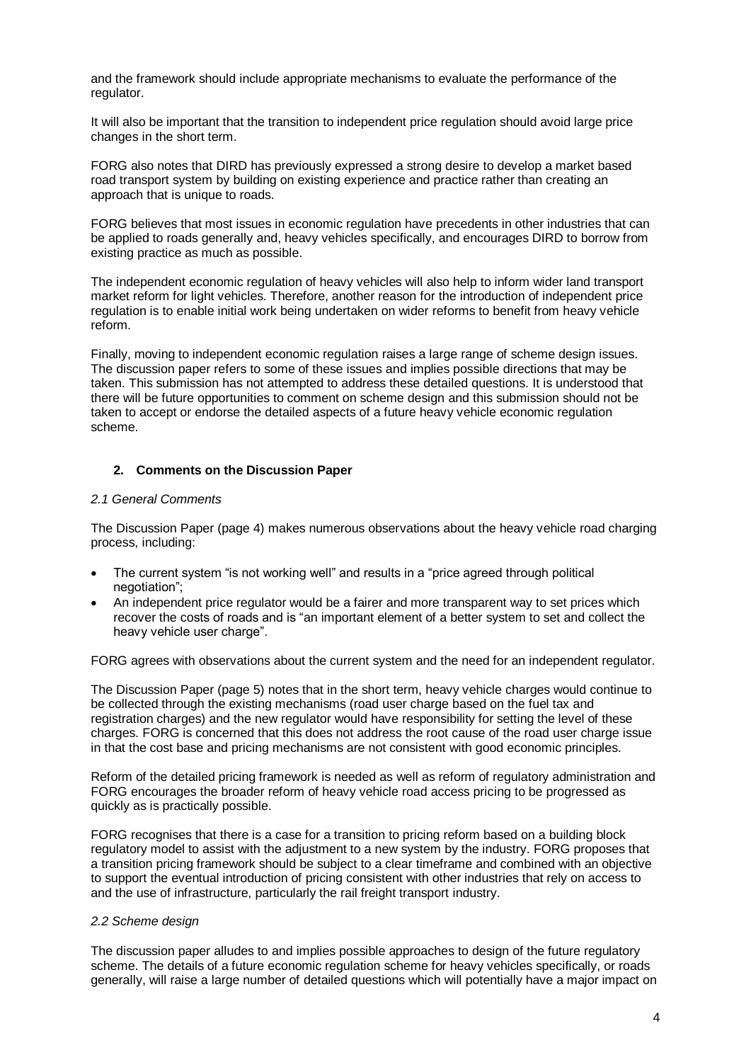and the framework should include appropriate mechanisms to evaluate the performance of the regulator.

It will also be important that the transition to independent price regulation should avoid large price changes in the short term.

FORG also notes that DIRD has previously expressed a strong desire to develop a market based road transport system by building on existing experience and practice rather than creating an approach that is unique to roads.

FORG believes that most issues in economic regulation have precedents in other industries that can be applied to roads generally and, heavy vehicles specifically, and encourages DIRD to borrow from existing practice as much as possible.

The independent economic regulation of heavy vehicles will also help to inform wider land transport market reform for light vehicles. Therefore, another reason for the introduction of independent price regulation is to enable initial work being undertaken on wider reforms to benefit from heavy vehicle reform.

Finally, moving to independent economic regulation raises a large range of scheme design issues. The discussion paper refers to some of these issues and implies possible directions that may be taken. This submission has not attempted to address these detailed questions. It is understood that there will be future opportunities to comment on scheme design and this submission should not be taken to accept or endorse the detailed aspects of a future heavy vehicle economic regulation scheme.

## 2. Comments on the Discussion Paper

*2.1 General Comments*

The Discussion Paper (page 4) makes numerous observations about the heavy vehicle road charging process, including:

- The current system "is not working well" and results in a "price agreed through political negotiation";
- An independent price regulator would be a fairer and more transparent way to set prices which recover the costs of roads and is "an important element of a better system to set and collect the heavy vehicle user charge".

FORG agrees with observations about the current system and the need for an independent regulator.

The Discussion Paper (page 5) notes that in the short term, heavy vehicle charges would continue to be collected through the existing mechanisms (road user charge based on the fuel tax and registration charges) and the new regulator would have responsibility for setting the level of these charges. FORG is concerned that this does not address the root cause of the road user charge issue in that the cost base and pricing mechanisms are not consistent with good economic principles.

Reform of the detailed pricing framework is needed as well as reform of regulatory administration and FORG encourages the broader reform of heavy vehicle road access pricing to be progressed as quickly as is practically possible.

FORG recognises that there is a case for a transition to pricing reform based on a building block regulatory model to assist with the adjustment to a new system by the industry. FORG proposes that a transition pricing framework should be subject to a clear timeframe and combined with an objective to support the eventual introduction of pricing consistent with other industries that rely on access to and the use of infrastructure, particularly the rail freight transport industry.

*2.2 Scheme design*

The discussion paper alludes to and implies possible approaches to design of the future regulatory scheme. The details of a future economic regulation scheme for heavy vehicles specifically, or roads generally, will raise a large number of detailed questions which will potentially have a major impact on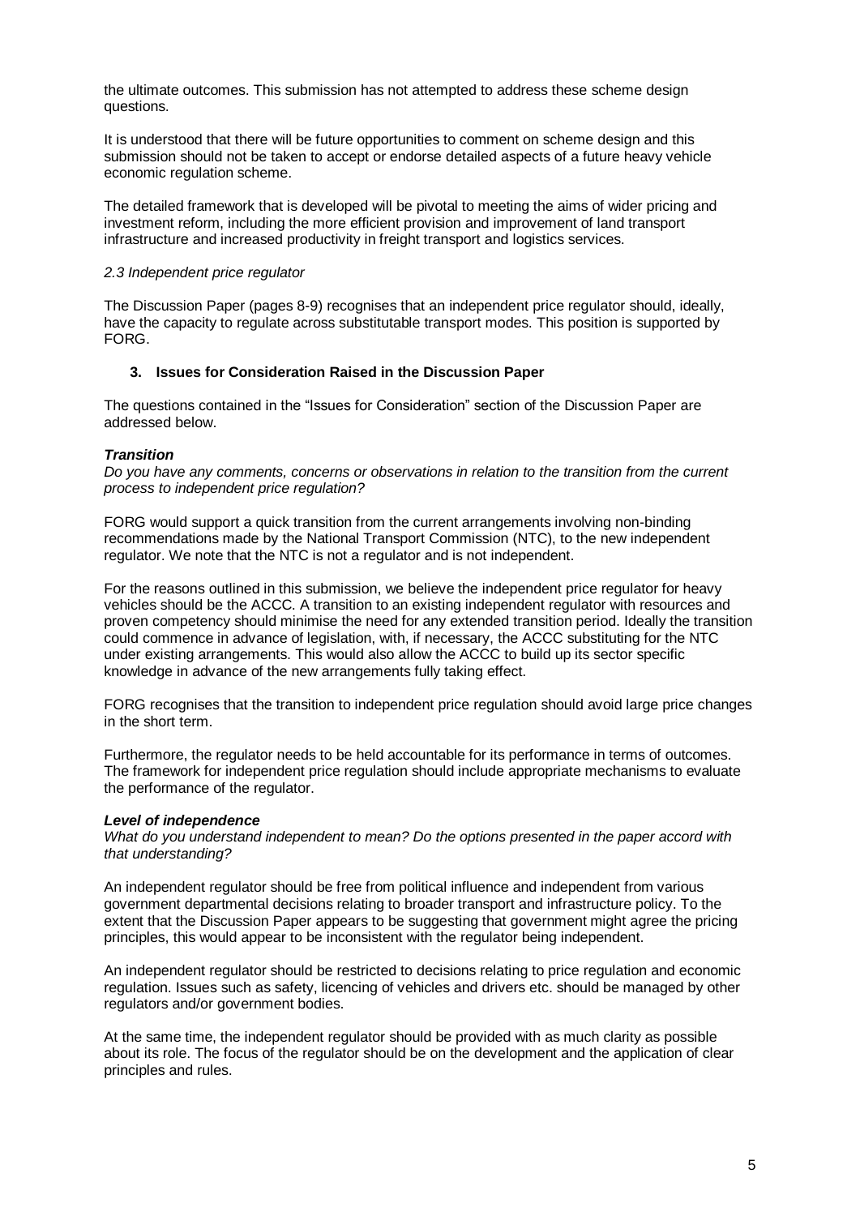the ultimate outcomes. This submission has not attempted to address these scheme design questions.

It is understood that there will be future opportunities to comment on scheme design and this submission should not be taken to accept or endorse detailed aspects of a future heavy vehicle economic regulation scheme.

The detailed framework that is developed will be pivotal to meeting the aims of wider pricing and investment reform, including the more efficient provision and improvement of land transport infrastructure and increased productivity in freight transport and logistics services.

### *2.3 Independent price regulator*

The Discussion Paper (pages 8-9) recognises that an independent price regulator should, ideally, have the capacity to regulate across substitutable transport modes. This position is supported by FORG.

## 3. Issues for Consideration Raised in the Discussion Paper

The questions contained in the "Issues for Consideration" section of the Discussion Paper are addressed below.

#### ***Transition***

*Do you have any comments, concerns or observations in relation to the transition from the current process to independent price regulation?*

FORG would support a quick transition from the current arrangements involving non-binding recommendations made by the National Transport Commission (NTC), to the new independent regulator. We note that the NTC is not a regulator and is not independent.

For the reasons outlined in this submission, we believe the independent price regulator for heavy vehicles should be the ACCC. A transition to an existing independent regulator with resources and proven competency should minimise the need for any extended transition period. Ideally the transition could commence in advance of legislation, with, if necessary, the ACCC substituting for the NTC under existing arrangements. This would also allow the ACCC to build up its sector specific knowledge in advance of the new arrangements fully taking effect.

FORG recognises that the transition to independent price regulation should avoid large price changes in the short term.

Furthermore, the regulator needs to be held accountable for its performance in terms of outcomes. The framework for independent price regulation should include appropriate mechanisms to evaluate the performance of the regulator.

#### ***Level of independence***

*What do you understand independent to mean? Do the options presented in the paper accord with that understanding?*

An independent regulator should be free from political influence and independent from various government departmental decisions relating to broader transport and infrastructure policy. To the extent that the Discussion Paper appears to be suggesting that government might agree the pricing principles, this would appear to be inconsistent with the regulator being independent.

An independent regulator should be restricted to decisions relating to price regulation and economic regulation. Issues such as safety, licencing of vehicles and drivers etc. should be managed by other regulators and/or government bodies.

At the same time, the independent regulator should be provided with as much clarity as possible about its role. The focus of the regulator should be on the development and the application of clear principles and rules.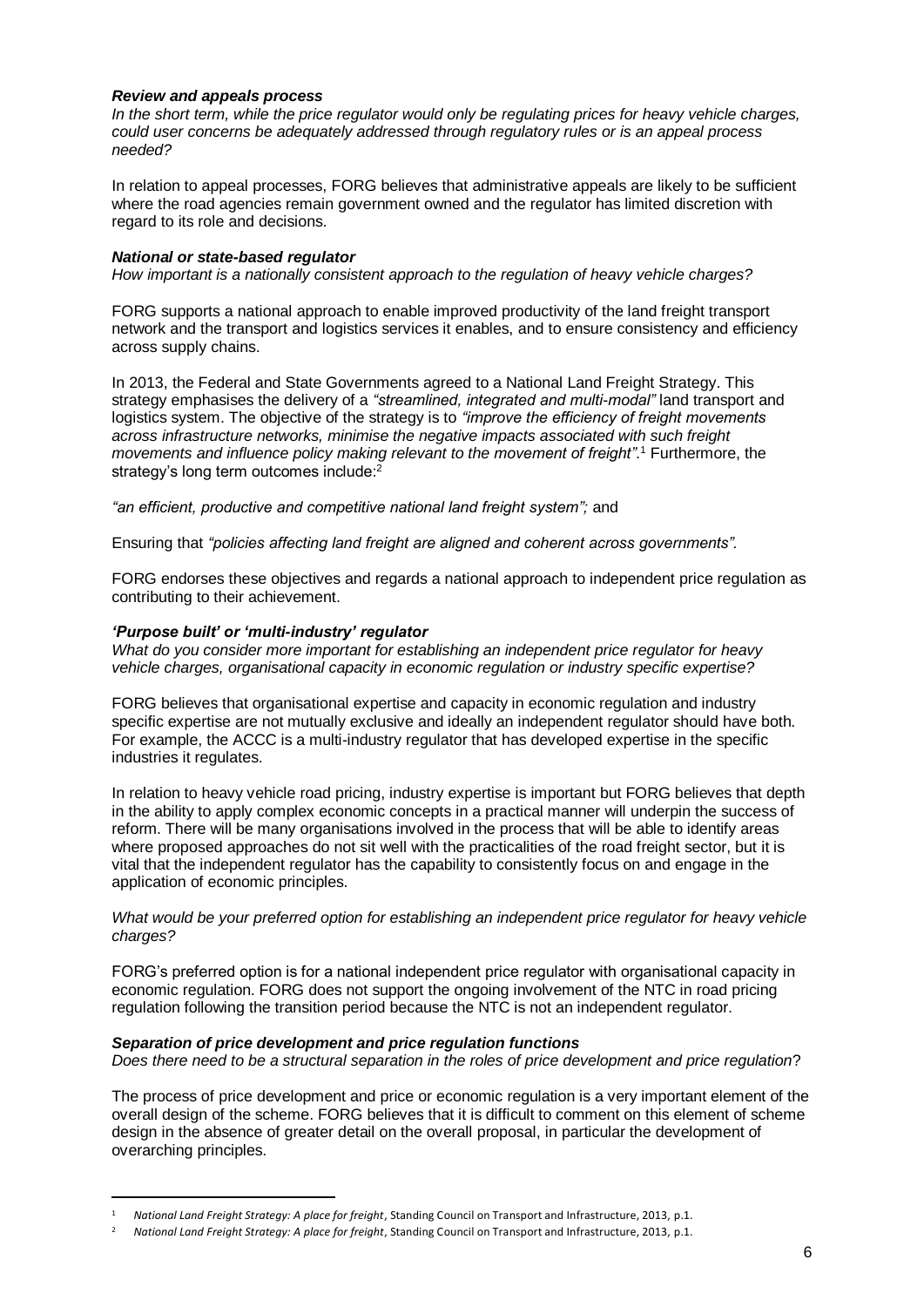### *Review and appeals process*

*In the short term, while the price regulator would only be regulating prices for heavy vehicle charges, could user concerns be adequately addressed through regulatory rules or is an appeal process needed?*

In relation to appeal processes, FORG believes that administrative appeals are likely to be sufficient where the road agencies remain government owned and the regulator has limited discretion with regard to its role and decisions.

### *National or state-based regulator*

*How important is a nationally consistent approach to the regulation of heavy vehicle charges?*

FORG supports a national approach to enable improved productivity of the land freight transport network and the transport and logistics services it enables, and to ensure consistency and efficiency across supply chains.

In 2013, the Federal and State Governments agreed to a National Land Freight Strategy. This strategy emphasises the delivery of a *"streamlined, integrated and multi-modal"* land transport and logistics system. The objective of the strategy is to *"improve the efficiency of freight movements across infrastructure networks, minimise the negative impacts associated with such freight movements and influence policy making relevant to the movement of freight"*.[1] Furthermore, the strategy's long term outcomes include:[2]

*"an efficient, productive and competitive national land freight system";* and

Ensuring that *"policies affecting land freight are aligned and coherent across governments"*.

FORG endorses these objectives and regards a national approach to independent price regulation as contributing to their achievement.

### *'Purpose built' or 'multi-industry' regulator*

*What do you consider more important for establishing an independent price regulator for heavy vehicle charges, organisational capacity in economic regulation or industry specific expertise?*

FORG believes that organisational expertise and capacity in economic regulation and industry specific expertise are not mutually exclusive and ideally an independent regulator should have both. For example, the ACCC is a multi-industry regulator that has developed expertise in the specific industries it regulates.

In relation to heavy vehicle road pricing, industry expertise is important but FORG believes that depth in the ability to apply complex economic concepts in a practical manner will underpin the success of reform. There will be many organisations involved in the process that will be able to identify areas where proposed approaches do not sit well with the practicalities of the road freight sector, but it is vital that the independent regulator has the capability to consistently focus on and engage in the application of economic principles.

*What would be your preferred option for establishing an independent price regulator for heavy vehicle charges?*

FORG's preferred option is for a national independent price regulator with organisational capacity in economic regulation. FORG does not support the ongoing involvement of the NTC in road pricing regulation following the transition period because the NTC is not an independent regulator.

### *Separation of price development and price regulation functions*

*Does there need to be a structural separation in the roles of price development and price regulation*?

The process of price development and price or economic regulation is a very important element of the overall design of the scheme. FORG believes that it is difficult to comment on this element of scheme design in the absence of greater detail on the overall proposal, in particular the development of overarching principles.

---

[1] *National Land Freight Strategy: A place for freight*, Standing Council on Transport and Infrastructure, 2013, p.1.

[2] *National Land Freight Strategy: A place for freight*, Standing Council on Transport and Infrastructure, 2013, p.1.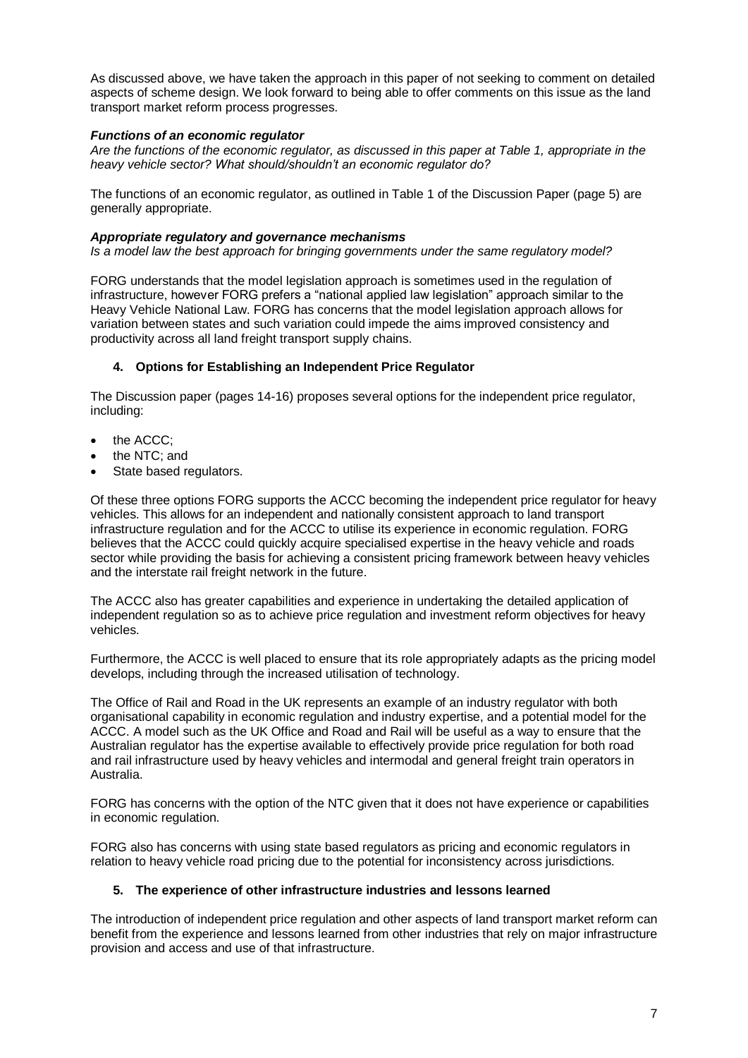As discussed above, we have taken the approach in this paper of not seeking to comment on detailed aspects of scheme design. We look forward to being able to offer comments on this issue as the land transport market reform process progresses.

***Functions of an economic regulator***

*Are the functions of the economic regulator, as discussed in this paper at Table 1, appropriate in the heavy vehicle sector? What should/shouldn't an economic regulator do?*

The functions of an economic regulator, as outlined in Table 1 of the Discussion Paper (page 5) are generally appropriate.

***Appropriate regulatory and governance mechanisms***

*Is a model law the best approach for bringing governments under the same regulatory model?*

FORG understands that the model legislation approach is sometimes used in the regulation of infrastructure, however FORG prefers a "national applied law legislation" approach similar to the Heavy Vehicle National Law. FORG has concerns that the model legislation approach allows for variation between states and such variation could impede the aims improved consistency and productivity across all land freight transport supply chains.

## 4. Options for Establishing an Independent Price Regulator

The Discussion paper (pages 14-16) proposes several options for the independent price regulator, including:

- the ACCC;
- the NTC; and
- State based regulators.

Of these three options FORG supports the ACCC becoming the independent price regulator for heavy vehicles. This allows for an independent and nationally consistent approach to land transport infrastructure regulation and for the ACCC to utilise its experience in economic regulation. FORG believes that the ACCC could quickly acquire specialised expertise in the heavy vehicle and roads sector while providing the basis for achieving a consistent pricing framework between heavy vehicles and the interstate rail freight network in the future.

The ACCC also has greater capabilities and experience in undertaking the detailed application of independent regulation so as to achieve price regulation and investment reform objectives for heavy vehicles.

Furthermore, the ACCC is well placed to ensure that its role appropriately adapts as the pricing model develops, including through the increased utilisation of technology.

The Office of Rail and Road in the UK represents an example of an industry regulator with both organisational capability in economic regulation and industry expertise, and a potential model for the ACCC. A model such as the UK Office and Road and Rail will be useful as a way to ensure that the Australian regulator has the expertise available to effectively provide price regulation for both road and rail infrastructure used by heavy vehicles and intermodal and general freight train operators in Australia.

FORG has concerns with the option of the NTC given that it does not have experience or capabilities in economic regulation.

FORG also has concerns with using state based regulators as pricing and economic regulators in relation to heavy vehicle road pricing due to the potential for inconsistency across jurisdictions.

## 5. The experience of other infrastructure industries and lessons learned

The introduction of independent price regulation and other aspects of land transport market reform can benefit from the experience and lessons learned from other industries that rely on major infrastructure provision and access and use of that infrastructure.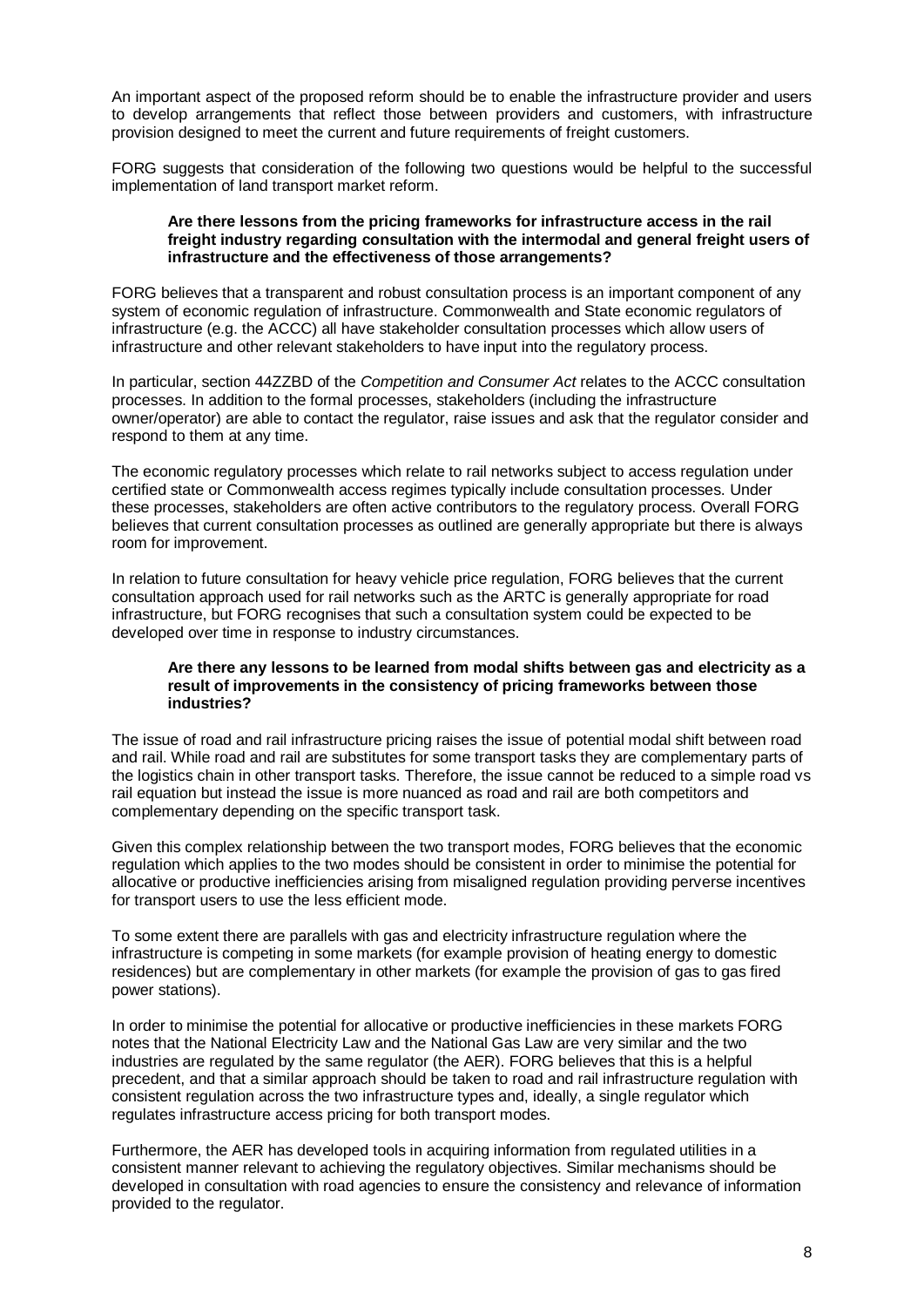An important aspect of the proposed reform should be to enable the infrastructure provider and users to develop arrangements that reflect those between providers and customers, with infrastructure provision designed to meet the current and future requirements of freight customers.

FORG suggests that consideration of the following two questions would be helpful to the successful implementation of land transport market reform.

> **Are there lessons from the pricing frameworks for infrastructure access in the rail freight industry regarding consultation with the intermodal and general freight users of infrastructure and the effectiveness of those arrangements?**

FORG believes that a transparent and robust consultation process is an important component of any system of economic regulation of infrastructure. Commonwealth and State economic regulators of infrastructure (e.g. the ACCC) all have stakeholder consultation processes which allow users of infrastructure and other relevant stakeholders to have input into the regulatory process.

In particular, section 44ZZBD of the *Competition and Consumer Act* relates to the ACCC consultation processes. In addition to the formal processes, stakeholders (including the infrastructure owner/operator) are able to contact the regulator, raise issues and ask that the regulator consider and respond to them at any time.

The economic regulatory processes which relate to rail networks subject to access regulation under certified state or Commonwealth access regimes typically include consultation processes. Under these processes, stakeholders are often active contributors to the regulatory process. Overall FORG believes that current consultation processes as outlined are generally appropriate but there is always room for improvement.

In relation to future consultation for heavy vehicle price regulation, FORG believes that the current consultation approach used for rail networks such as the ARTC is generally appropriate for road infrastructure, but FORG recognises that such a consultation system could be expected to be developed over time in response to industry circumstances.

> **Are there any lessons to be learned from modal shifts between gas and electricity as a result of improvements in the consistency of pricing frameworks between those industries?**

The issue of road and rail infrastructure pricing raises the issue of potential modal shift between road and rail. While road and rail are substitutes for some transport tasks they are complementary parts of the logistics chain in other transport tasks. Therefore, the issue cannot be reduced to a simple road vs rail equation but instead the issue is more nuanced as road and rail are both competitors and complementary depending on the specific transport task.

Given this complex relationship between the two transport modes, FORG believes that the economic regulation which applies to the two modes should be consistent in order to minimise the potential for allocative or productive inefficiencies arising from misaligned regulation providing perverse incentives for transport users to use the less efficient mode.

To some extent there are parallels with gas and electricity infrastructure regulation where the infrastructure is competing in some markets (for example provision of heating energy to domestic residences) but are complementary in other markets (for example the provision of gas to gas fired power stations).

In order to minimise the potential for allocative or productive inefficiencies in these markets FORG notes that the National Electricity Law and the National Gas Law are very similar and the two industries are regulated by the same regulator (the AER). FORG believes that this is a helpful precedent, and that a similar approach should be taken to road and rail infrastructure regulation with consistent regulation across the two infrastructure types and, ideally, a single regulator which regulates infrastructure access pricing for both transport modes.

Furthermore, the AER has developed tools in acquiring information from regulated utilities in a consistent manner relevant to achieving the regulatory objectives. Similar mechanisms should be developed in consultation with road agencies to ensure the consistency and relevance of information provided to the regulator.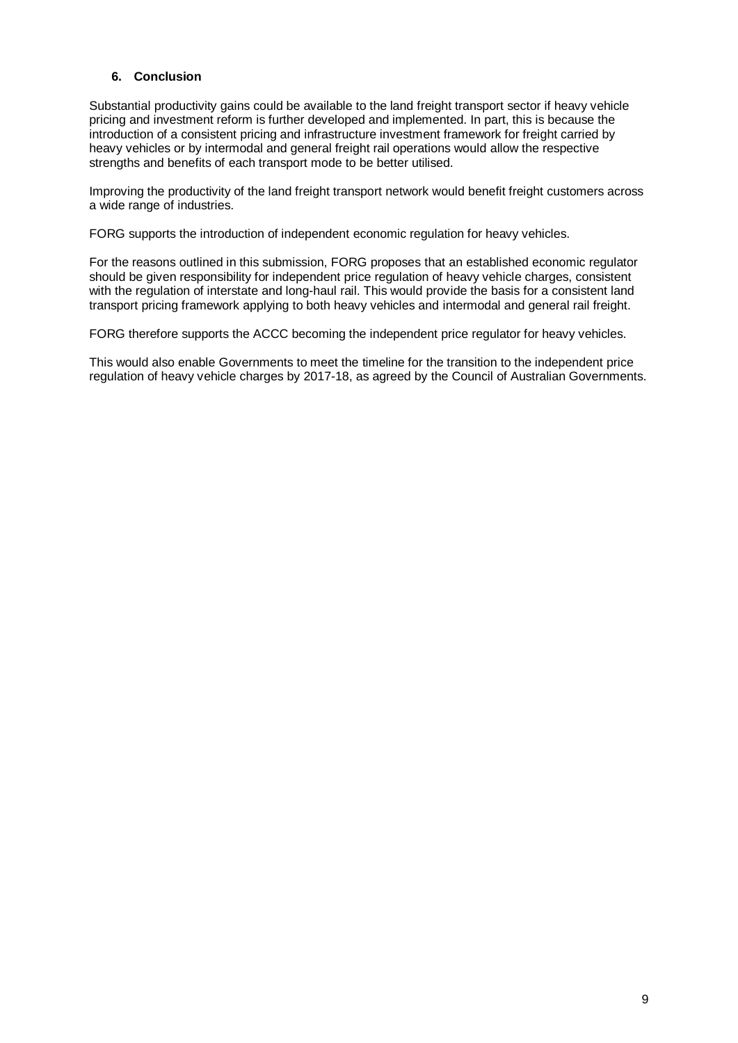## 6. Conclusion

Substantial productivity gains could be available to the land freight transport sector if heavy vehicle pricing and investment reform is further developed and implemented. In part, this is because the introduction of a consistent pricing and infrastructure investment framework for freight carried by heavy vehicles or by intermodal and general freight rail operations would allow the respective strengths and benefits of each transport mode to be better utilised.

Improving the productivity of the land freight transport network would benefit freight customers across a wide range of industries.

FORG supports the introduction of independent economic regulation for heavy vehicles.

For the reasons outlined in this submission, FORG proposes that an established economic regulator should be given responsibility for independent price regulation of heavy vehicle charges, consistent with the regulation of interstate and long-haul rail. This would provide the basis for a consistent land transport pricing framework applying to both heavy vehicles and intermodal and general rail freight.

FORG therefore supports the ACCC becoming the independent price regulator for heavy vehicles.

This would also enable Governments to meet the timeline for the transition to the independent price regulation of heavy vehicle charges by 2017-18, as agreed by the Council of Australian Governments.